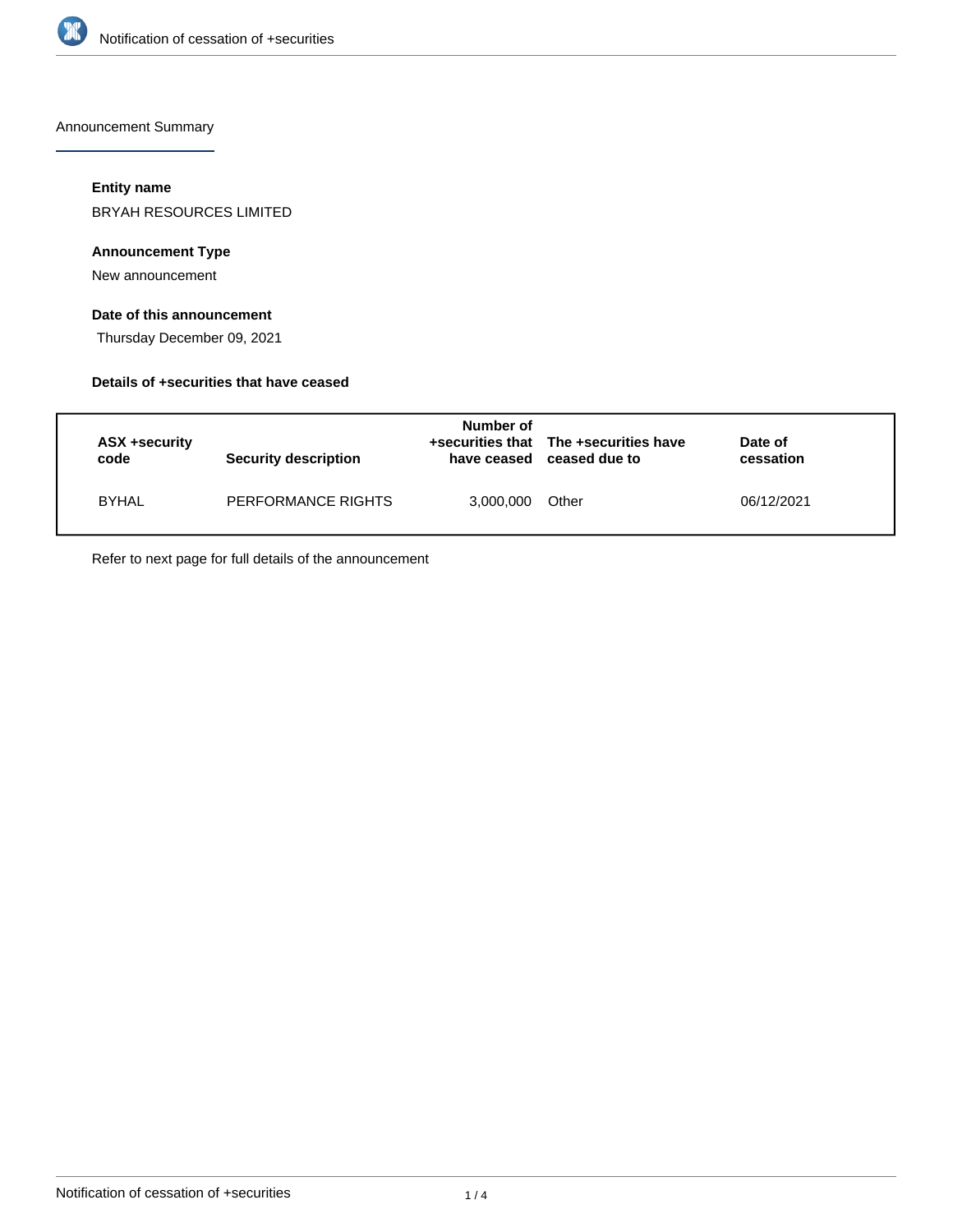Announcement Summary

**Entity name**

BRYAH RESOURCES LIMITED

**Announcement Type**

New announcement

**Date of this announcement**

Thursday December 09, 2021

**Details of +securities that have ceased**

| ASX +security code | Security description | Number of +securities that have ceased | The +securities have ceased due to | Date of cessation |
|---|---|---|---|---|
| BYHAL | PERFORMANCE RIGHTS | 3,000,000 | Other | 06/12/2021 |

Refer to next page for full details of the announcement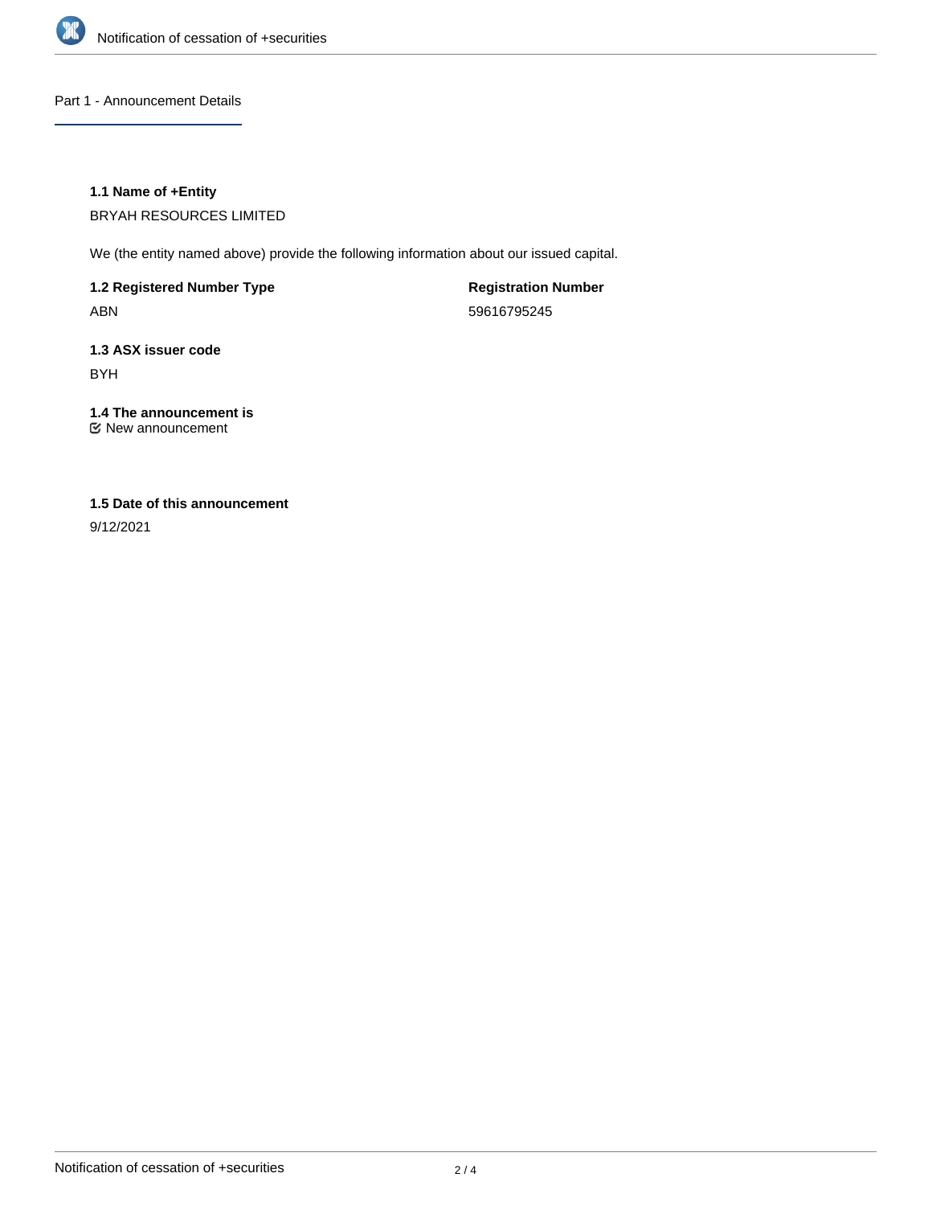## Part 1 - Announcement Details

### 1.1 Name of +Entity

BRYAH RESOURCES LIMITED

We (the entity named above) provide the following information about our issued capital.

**1.2 Registered Number Type**

ABN

**Registration Number**

59616795245

### 1.3 ASX issuer code

BYH

### 1.4 The announcement is

☑ New announcement

### 1.5 Date of this announcement

9/12/2021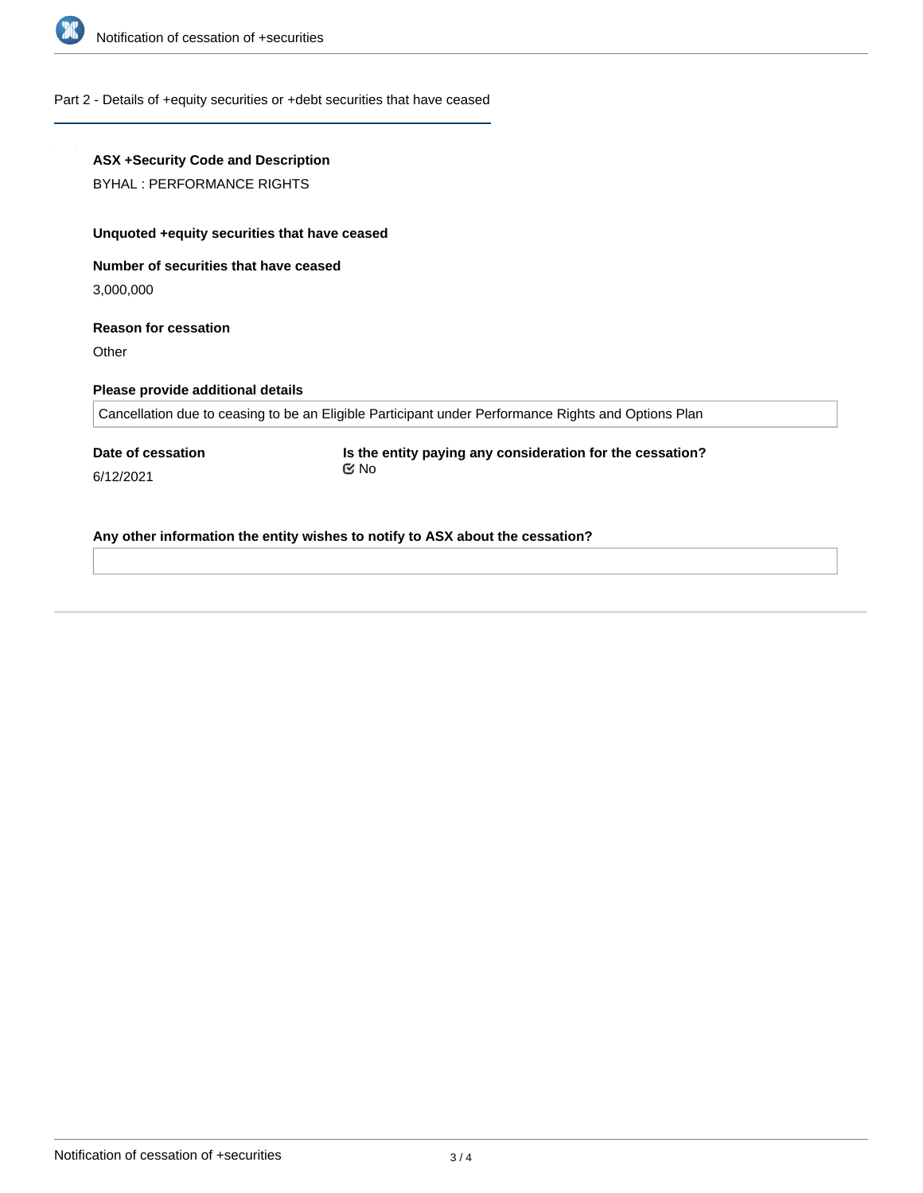## Part 2 - Details of +equity securities or +debt securities that have ceased

**ASX +Security Code and Description**

BYHAL : PERFORMANCE RIGHTS

**Unquoted +equity securities that have ceased**

**Number of securities that have ceased**

3,000,000

**Reason for cessation**

Other

**Please provide additional details**

Cancellation due to ceasing to be an Eligible Participant under Performance Rights and Options Plan

**Date of cessation**

6/12/2021

**Is the entity paying any consideration for the cessation?**

No

**Any other information the entity wishes to notify to ASX about the cessation?**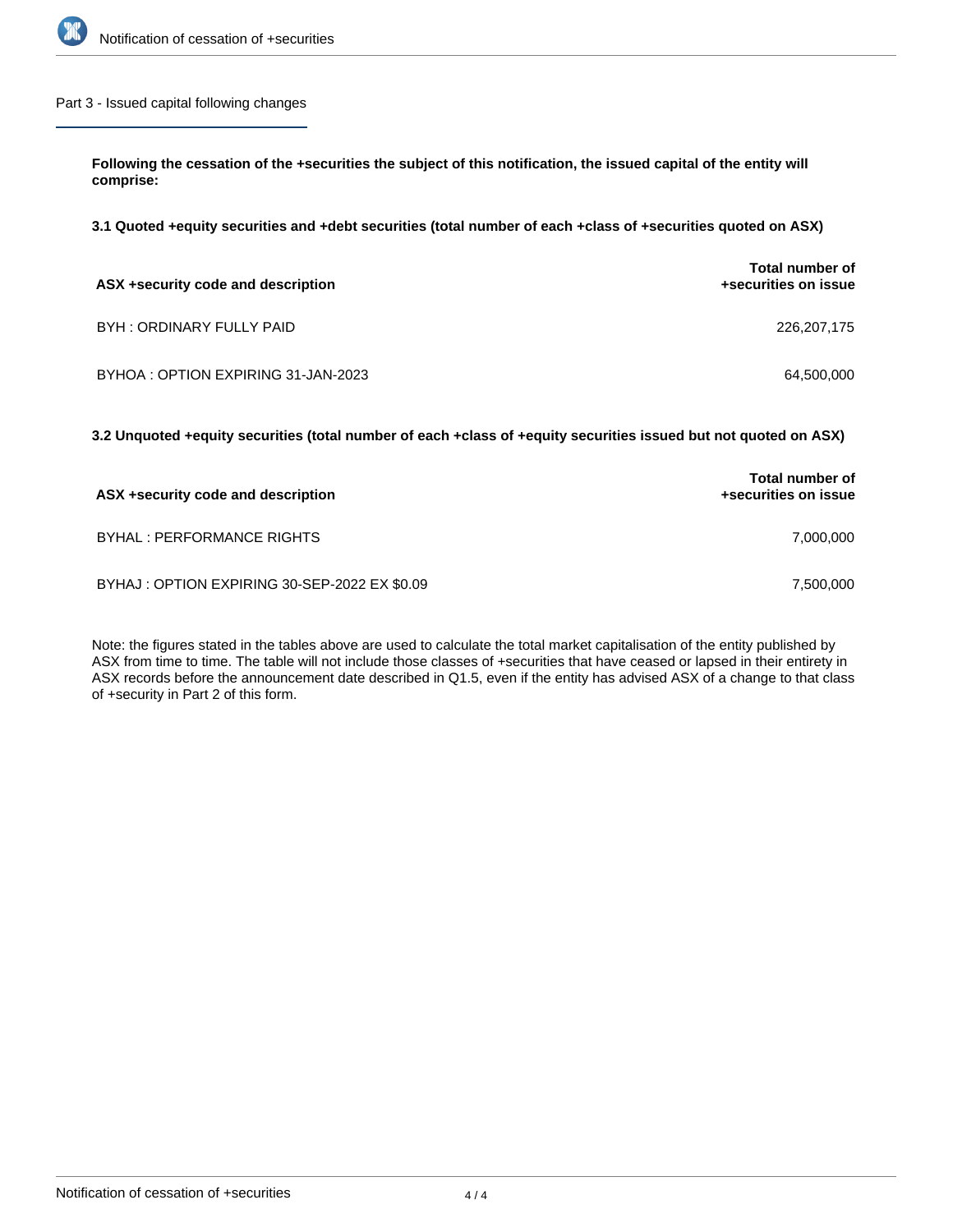## Part 3 - Issued capital following changes

**Following the cessation of the +securities the subject of this notification, the issued capital of the entity will comprise:**

**3.1 Quoted +equity securities and +debt securities (total number of each +class of +securities quoted on ASX)**

| ASX +security code and description | Total number of +securities on issue |
|---|---|
| BYH : ORDINARY FULLY PAID | 226,207,175 |
| BYHOA : OPTION EXPIRING 31-JAN-2023 | 64,500,000 |

**3.2 Unquoted +equity securities (total number of each +class of +equity securities issued but not quoted on ASX)**

| ASX +security code and description | Total number of +securities on issue |
|---|---|
| BYHAL : PERFORMANCE RIGHTS | 7,000,000 |
| BYHAJ : OPTION EXPIRING 30-SEP-2022 EX $0.09 | 7,500,000 |

Note: the figures stated in the tables above are used to calculate the total market capitalisation of the entity published by ASX from time to time. The table will not include those classes of +securities that have ceased or lapsed in their entirety in ASX records before the announcement date described in Q1.5, even if the entity has advised ASX of a change to that class of +security in Part 2 of this form.